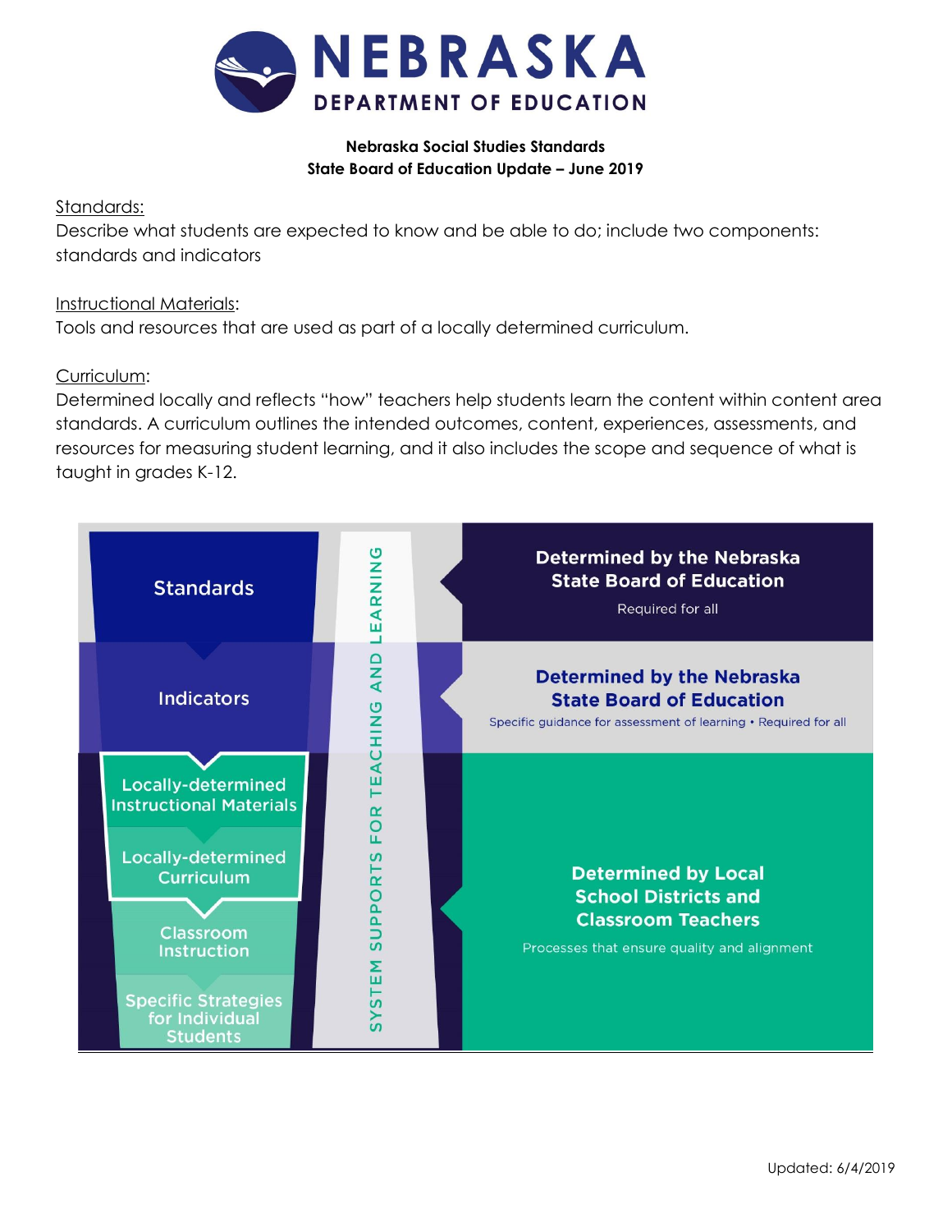# NEBRASKA DEPARTMENT OF EDUCATION

**Nebraska Social Studies Standards**
**State Board of Education Update – June 2019**

Standards:
Describe what students are expected to know and be able to do; include two components: standards and indicators

Instructional Materials:
Tools and resources that are used as part of a locally determined curriculum.

Curriculum:
Determined locally and reflects "how" teachers help students learn the content within content area standards. A curriculum outlines the intended outcomes, content, experiences, assessments, and resources for measuring student learning, and it also includes the scope and sequence of what is taught in grades K-12.

Standards

Indicators

Locally-determined Instructional Materials

Locally-determined Curriculum

Classroom Instruction

Specific Strategies for Individual Students

SYSTEM SUPPORTS FOR TEACHING AND LEARNING

Determined by the Nebraska State Board of Education
Required for all

Determined by the Nebraska State Board of Education
Specific guidance for assessment of learning • Required for all

Determined by Local School Districts and Classroom Teachers
Processes that ensure quality and alignment

Updated: 6/4/2019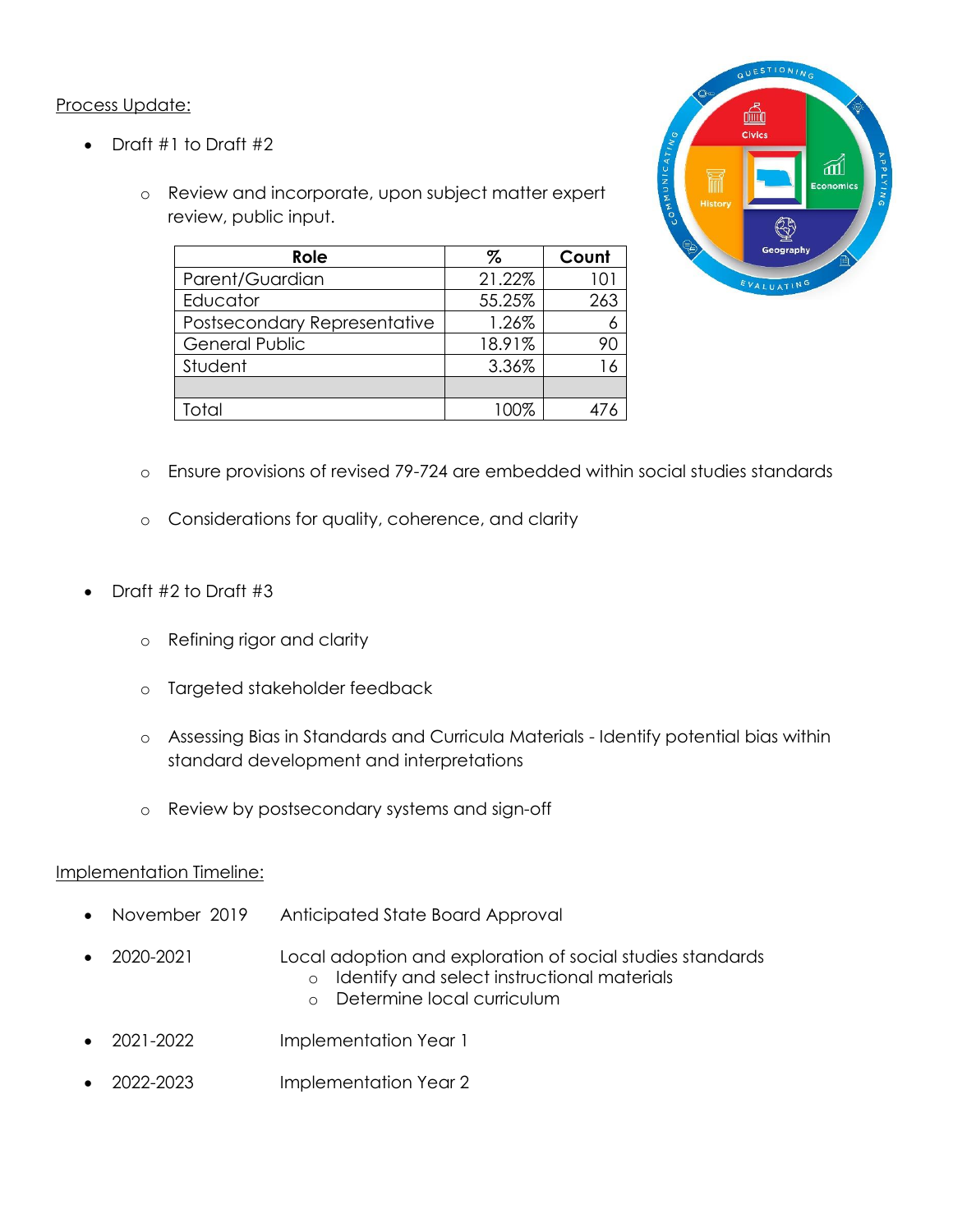Process Update:

- Draft #1 to Draft #2
  - Review and incorporate, upon subject matter expert review, public input.

| Role | % | Count |
|---|---|---|
| Parent/Guardian | 21.22% | 101 |
| Educator | 55.25% | 263 |
| Postsecondary Representative | 1.26% | 6 |
| General Public | 18.91% | 90 |
| Student | 3.36% | 16 |
| | | |
| Total | 100% | 476 |

  - Ensure provisions of revised 79-724 are embedded within social studies standards
  - Considerations for quality, coherence, and clarity

- Draft #2 to Draft #3
  - Refining rigor and clarity
  - Targeted stakeholder feedback
  - Assessing Bias in Standards and Curricula Materials - Identify potential bias within standard development and interpretations
  - Review by postsecondary systems and sign-off

Implementation Timeline:

- November 2019 — Anticipated State Board Approval
- 2020-2021 — Local adoption and exploration of social studies standards
  - Identify and select instructional materials
  - Determine local curriculum
- 2021-2022 — Implementation Year 1
- 2022-2023 — Implementation Year 2